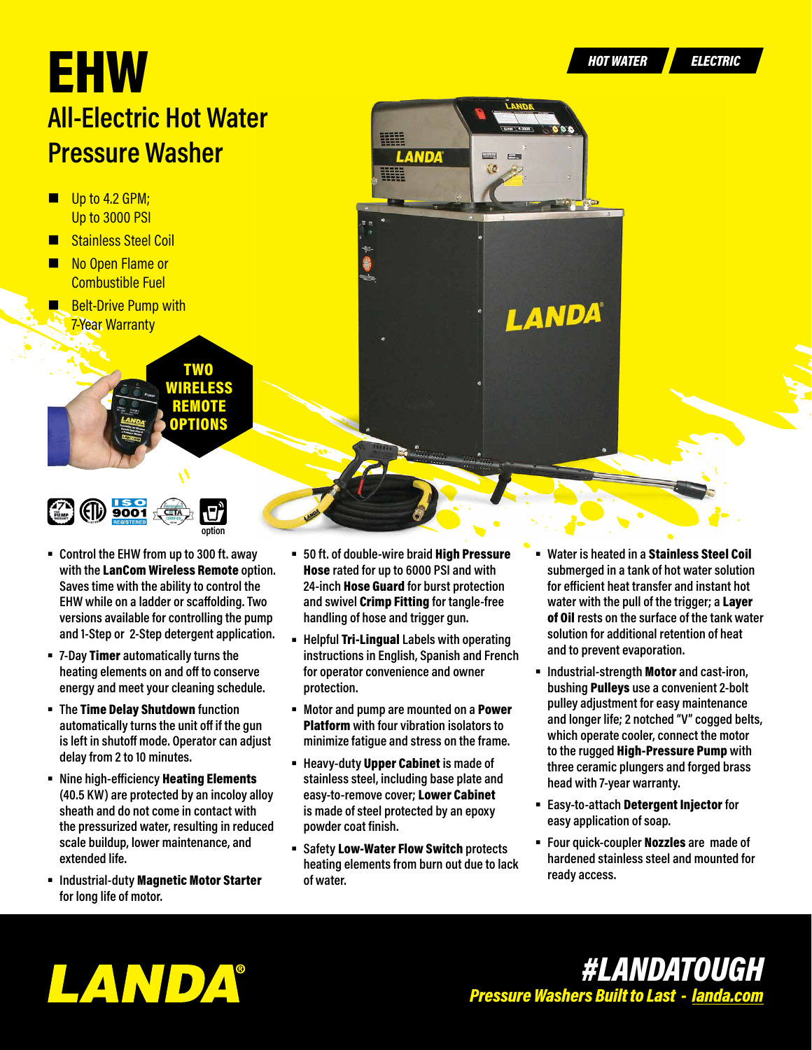*HOT WATER* *ELECTRIC*

# EHW

## All-Electric Hot Water Pressure Washer

- Up to 4.2 GPM; Up to 3000 PSI
- Stainless Steel Coil
- No Open Flame or Combustible Fuel
- Belt-Drive Pump with 7-Year Warranty

**TWO WIRELESS REMOTE OPTIONS**

option

- Control the EHW from up to 300 ft. away with the **LanCom Wireless Remote** option. Saves time with the ability to control the EHW while on a ladder or scaffolding. Two versions available for controlling the pump and 1-Step or 2-Step detergent application.
- 7-Day **Timer** automatically turns the heating elements on and off to conserve energy and meet your cleaning schedule.
- The **Time Delay Shutdown** function automatically turns the unit off if the gun is left in shutoff mode. Operator can adjust delay from 2 to 10 minutes.
- Nine high-efficiency **Heating Elements** (40.5 KW) are protected by an incoloy alloy sheath and do not come in contact with the pressurized water, resulting in reduced scale buildup, lower maintenance, and extended life.
- Industrial-duty **Magnetic Motor Starter** for long life of motor.
- 50 ft. of double-wire braid **High Pressure Hose** rated for up to 6000 PSI and with 24-inch **Hose Guard** for burst protection and swivel **Crimp Fitting** for tangle-free handling of hose and trigger gun.
- Helpful **Tri-Lingual** Labels with operating instructions in English, Spanish and French for operator convenience and owner protection.
- Motor and pump are mounted on a **Power Platform** with four vibration isolators to minimize fatigue and stress on the frame.
- Heavy-duty **Upper Cabinet** is made of stainless steel, including base plate and easy-to-remove cover; **Lower Cabinet** is made of steel protected by an epoxy powder coat finish.
- Safety **Low-Water Flow Switch** protects heating elements from burn out due to lack of water.
- Water is heated in a **Stainless Steel Coil** submerged in a tank of hot water solution for efficient heat transfer and instant hot water with the pull of the trigger; a **Layer of Oil** rests on the surface of the tank water solution for additional retention of heat and to prevent evaporation.
- Industrial-strength **Motor** and cast-iron, bushing **Pulleys** use a convenient 2-bolt pulley adjustment for easy maintenance and longer life; 2 notched "V" cogged belts, which operate cooler, connect the motor to the rugged **High-Pressure Pump** with three ceramic plungers and forged brass head with 7-year warranty.
- Easy-to-attach **Detergent Injector** for easy application of soap.
- Four quick-coupler **Nozzles** are made of hardened stainless steel and mounted for ready access.

**LANDA®**

**#LANDATOUGH**

***Pressure Washers Built to Last - landa.com***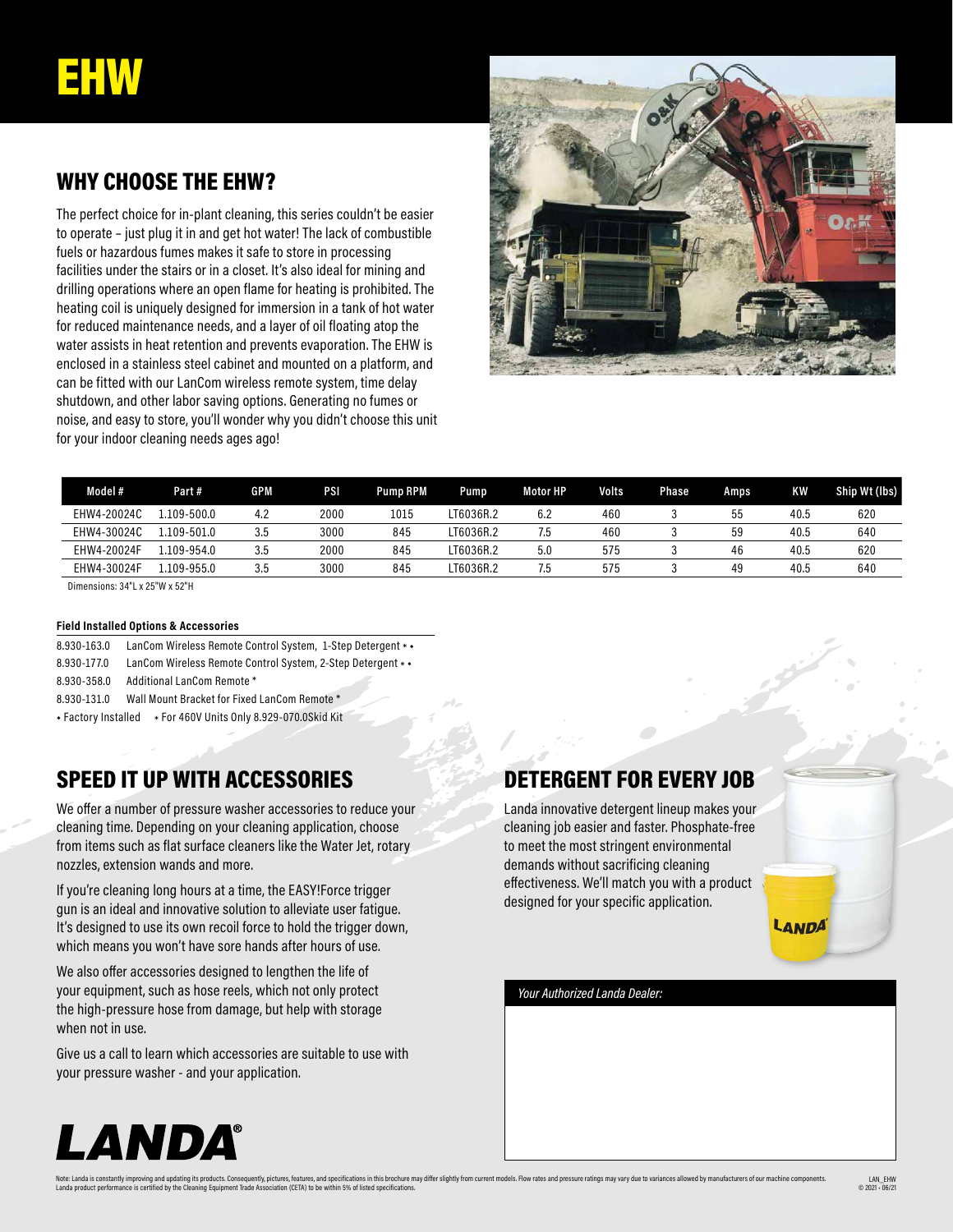# EHW

## WHY CHOOSE THE EHW?

The perfect choice for in-plant cleaning, this series couldn't be easier to operate – just plug it in and get hot water! The lack of combustible fuels or hazardous fumes makes it safe to store in processing facilities under the stairs or in a closet. It's also ideal for mining and drilling operations where an open flame for heating is prohibited. The heating coil is uniquely designed for immersion in a tank of hot water for reduced maintenance needs, and a layer of oil floating atop the water assists in heat retention and prevents evaporation. The EHW is enclosed in a stainless steel cabinet and mounted on a platform, and can be fitted with our LanCom wireless remote system, time delay shutdown, and other labor saving options. Generating no fumes or noise, and easy to store, you'll wonder why you didn't choose this unit for your indoor cleaning needs ages ago!

| Model # | Part # | GPM | PSI | Pump RPM | Pump | Motor HP | Volts | Phase | Amps | KW | Ship Wt (lbs) |
|---|---|---|---|---|---|---|---|---|---|---|---|
| EHW4-20024C | 1.109-500.0 | 4.2 | 2000 | 1015 | LT6036R.2 | 6.2 | 460 | 3 | 55 | 40.5 | 620 |
| EHW4-30024C | 1.109-501.0 | 3.5 | 3000 | 845 | LT6036R.2 | 7.5 | 460 | 3 | 59 | 40.5 | 640 |
| EHW4-20024F | 1.109-954.0 | 3.5 | 2000 | 845 | LT6036R.2 | 5.0 | 575 | 3 | 46 | 40.5 | 620 |
| EHW4-30024F | 1.109-955.0 | 3.5 | 3000 | 845 | LT6036R.2 | 7.5 | 575 | 3 | 49 | 40.5 | 640 |

Dimensions: 34"L x 25"W x 52"H

**Field Installed Options & Accessories**

8.930-163.0 LanCom Wireless Remote Control System, 1-Step Detergent * •
8.930-177.0 LanCom Wireless Remote Control System, 2-Step Detergent * •
8.930-358.0 Additional LanCom Remote *
8.930-131.0 Wall Mount Bracket for Fixed LanCom Remote *

• Factory Installed * For 460V Units Only 8.929-070.0Skid Kit

## SPEED IT UP WITH ACCESSORIES

We offer a number of pressure washer accessories to reduce your cleaning time. Depending on your cleaning application, choose from items such as flat surface cleaners like the Water Jet, rotary nozzles, extension wands and more.

If you're cleaning long hours at a time, the EASY!Force trigger gun is an ideal and innovative solution to alleviate user fatigue. It's designed to use its own recoil force to hold the trigger down, which means you won't have sore hands after hours of use.

We also offer accessories designed to lengthen the life of your equipment, such as hose reels, which not only protect the high-pressure hose from damage, but help with storage when not in use.

Give us a call to learn which accessories are suitable to use with your pressure washer - and your application.

## DETERGENT FOR EVERY JOB

Landa innovative detergent lineup makes your cleaning job easier and faster. Phosphate-free to meet the most stringent environmental demands without sacrificing cleaning effectiveness. We'll match you with a product designed for your specific application.

*Your Authorized Landa Dealer:*

LANDA®

Note: Landa is constantly improving and updating its products. Consequently, pictures, features, and specifications in this brochure may differ slightly from current models. Flow rates and pressure ratings may vary due to variances allowed by manufacturers of our machine components. Landa product performance is certified by the Cleaning Equipment Trade Association (CETA) to be within 5% of listed specifications.

LAN_EHW
© 2021 • 06/21